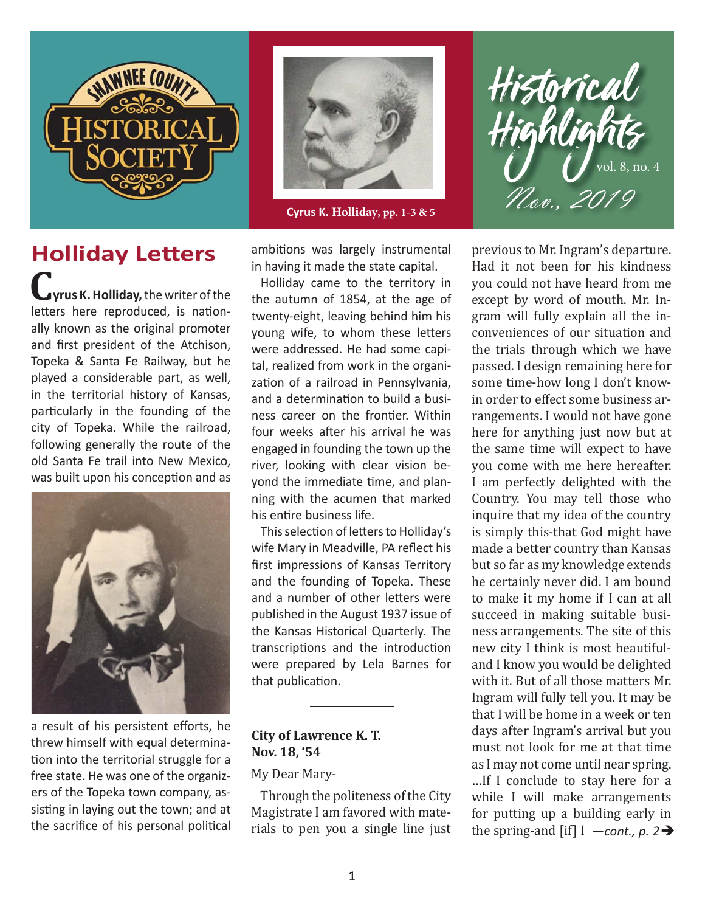Shawnee County Historical Society

Cyrus K. Holliday, pp. 1-3 & 5

Historical Highlights vol. 8, no. 4 Nov., 2019

## Holliday Letters

**Cyrus K. Holliday,** the writer of the letters here reproduced, is nationally known as the original promoter and first president of the Atchison, Topeka & Santa Fe Railway, but he played a considerable part, as well, in the territorial history of Kansas, particularly in the founding of the city of Topeka. While the railroad, following generally the route of the old Santa Fe trail into New Mexico, was built upon his conception and as a result of his persistent efforts, he threw himself with equal determination into the territorial struggle for a free state. He was one of the organizers of the Topeka town company, assisting in laying out the town; and at the sacrifice of his personal political ambitions was largely instrumental in having it made the state capital.

Holliday came to the territory in the autumn of 1854, at the age of twenty-eight, leaving behind him his young wife, to whom these letters were addressed. He had some capital, realized from work in the organization of a railroad in Pennsylvania, and a determination to build a business career on the frontier. Within four weeks after his arrival he was engaged in founding the town up the river, looking with clear vision beyond the immediate time, and planning with the acumen that marked his entire business life.

This selection of letters to Holliday's wife Mary in Meadville, PA reflect his first impressions of Kansas Territory and the founding of Topeka. These and a number of other letters were published in the August 1937 issue of the Kansas Historical Quarterly. The transcriptions and the introduction were prepared by Lela Barnes for that publication.

---

**City of Lawrence K. T.**
**Nov. 18, '54**

My Dear Mary-

Through the politeness of the City Magistrate I am favored with materials to pen you a single line just previous to Mr. Ingram's departure. Had it not been for his kindness you could not have heard from me except by word of mouth. Mr. Ingram will fully explain all the inconveniences of our situation and the trials through which we have passed. I design remaining here for some time-how long I don't know-in order to effect some business arrangements. I would not have gone here for anything just now but at the same time will expect to have you come with me here hereafter. I am perfectly delighted with the Country. You may tell those who inquire that my idea of the country is simply this-that God might have made a better country than Kansas but so far as my knowledge extends he certainly never did. I am bound to make it my home if I can at all succeed in making suitable business arrangements. The site of this new city I think is most beautiful-and I know you would be delighted with it. But of all those matters Mr. Ingram will fully tell you. It may be that I will be home in a week or ten days after Ingram's arrival but you must not look for me at that time as I may not come until near spring. ...If I conclude to stay here for a while I will make arrangements for putting up a building early in the spring-and [if] I *—cont., p. 2*➔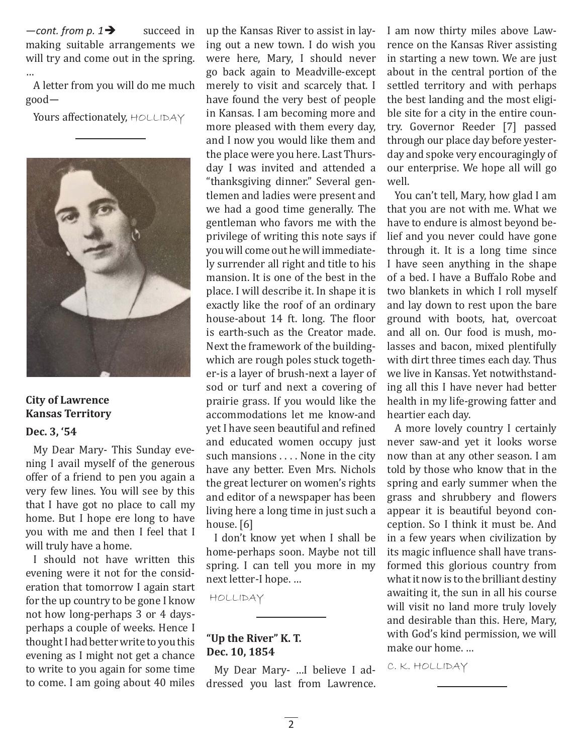*—cont. from p. 1➔* succeed in making suitable arrangements we will try and come out in the spring. …

A letter from you will do me much good—

Yours affectionately, HOLLIDAY

---

**City of Lawrence**
**Kansas Territory**

**Dec. 3, '54**

My Dear Mary- This Sunday evening I avail myself of the generous offer of a friend to pen you again a very few lines. You will see by this that I have got no place to call my home. But I hope ere long to have you with me and then I feel that I will truly have a home.

I should not have written this evening were it not for the consideration that tomorrow I again start for the up country to be gone I know not how long-perhaps 3 or 4 days-perhaps a couple of weeks. Hence I thought I had better write to you this evening as I might not get a chance to write to you again for some time to come. I am going about 40 miles up the Kansas River to assist in laying out a new town. I do wish you were here, Mary, I should never go back again to Meadville-except merely to visit and scarcely that. I have found the very best of people in Kansas. I am becoming more and more pleased with them every day, and I now you would like them and the place were you here. Last Thursday I was invited and attended a "thanksgiving dinner." Several gentlemen and ladies were present and we had a good time generally. The gentleman who favors me with the privilege of writing this note says if you will come out he will immediately surrender all right and title to his mansion. It is one of the best in the place. I will describe it. In shape it is exactly like the roof of an ordinary house-about 14 ft. long. The floor is earth-such as the Creator made. Next the framework of the building-which are rough poles stuck together-is a layer of brush-next a layer of sod or turf and next a covering of prairie grass. If you would like the accommodations let me know-and yet I have seen beautiful and refined and educated women occupy just such mansions . . . . None in the city have any better. Even Mrs. Nichols the great lecturer on women's rights and editor of a newspaper has been living here a long time in just such a house. [6]

I don't know yet when I shall be home-perhaps soon. Maybe not till spring. I can tell you more in my next letter-I hope. …

HOLLIDAY

---

**"Up the River" K. T.**
**Dec. 10, 1854**

My Dear Mary- …I believe I addressed you last from Lawrence. I am now thirty miles above Lawrence on the Kansas River assisting in starting a new town. We are just about in the central portion of the settled territory and with perhaps the best landing and the most eligible site for a city in the entire country. Governor Reeder [7] passed through our place day before yesterday and spoke very encouragingly of our enterprise. We hope all will go well.

You can't tell, Mary, how glad I am that you are not with me. What we have to endure is almost beyond belief and you never could have gone through it. It is a long time since I have seen anything in the shape of a bed. I have a Buffalo Robe and two blankets in which I roll myself and lay down to rest upon the bare ground with boots, hat, overcoat and all on. Our food is mush, molasses and bacon, mixed plentifully with dirt three times each day. Thus we live in Kansas. Yet notwithstanding all this I have never had better health in my life-growing fatter and heartier each day.

A more lovely country I certainly never saw-and yet it looks worse now than at any other season. I am told by those who know that in the spring and early summer when the grass and shrubbery and flowers appear it is beautiful beyond conception. So I think it must be. And in a few years when civilization by its magic influence shall have transformed this glorious country from what it now is to the brilliant destiny awaiting it, the sun in all his course will visit no land more truly lovely and desirable than this. Here, Mary, with God's kind permission, we will make our home. …

C. K. HOLLIDAY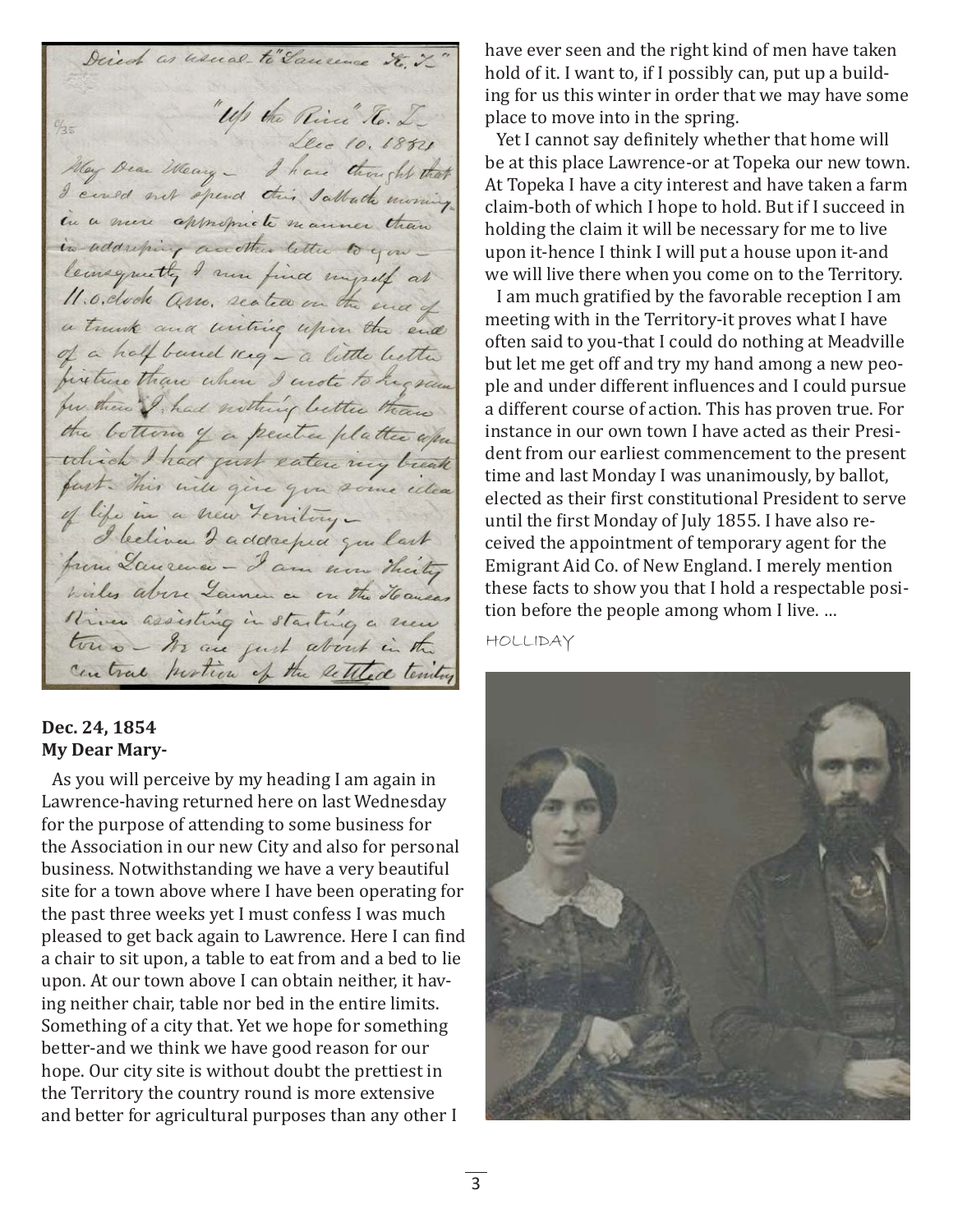**Dec. 24, 1854**
**My Dear Mary-**

As you will perceive by my heading I am again in Lawrence-having returned here on last Wednesday for the purpose of attending to some business for the Association in our new City and also for personal business. Notwithstanding we have a very beautiful site for a town above where I have been operating for the past three weeks yet I must confess I was much pleased to get back again to Lawrence. Here I can find a chair to sit upon, a table to eat from and a bed to lie upon. At our town above I can obtain neither, it having neither chair, table nor bed in the entire limits. Something of a city that. Yet we hope for something better-and we think we have good reason for our hope. Our city site is without doubt the prettiest in the Territory the country round is more extensive and better for agricultural purposes than any other I have ever seen and the right kind of men have taken hold of it. I want to, if I possibly can, put up a building for us this winter in order that we may have some place to move into in the spring.

Yet I cannot say definitely whether that home will be at this place Lawrence-or at Topeka our new town. At Topeka I have a city interest and have taken a farm claim-both of which I hope to hold. But if I succeed in holding the claim it will be necessary for me to live upon it-hence I think I will put a house upon it-and we will live there when you come on to the Territory.

I am much gratified by the favorable reception I am meeting with in the Territory-it proves what I have often said to you-that I could do nothing at Meadville but let me get off and try my hand among a new people and under different influences and I could pursue a different course of action. This has proven true. For instance in our own town I have acted as their President from our earliest commencement to the present time and last Monday I was unanimously, by ballot, elected as their first constitutional President to serve until the first Monday of July 1855. I have also received the appointment of temporary agent for the Emigrant Aid Co. of New England. I merely mention these facts to show you that I hold a respectable position before the people among whom I live. …

HOLLIDAY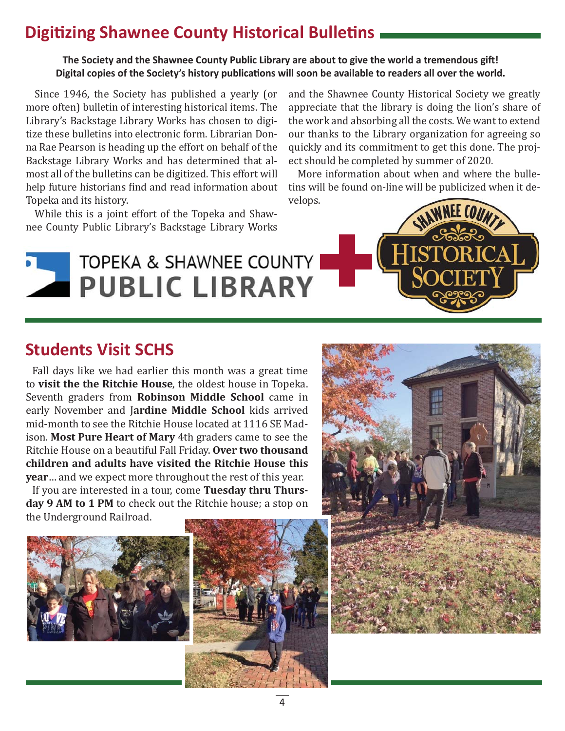## Digitizing Shawnee County Historical Bulletins

**The Society and the Shawnee County Public Library are about to give the world a tremendous gift! Digital copies of the Society's history publications will soon be available to readers all over the world.**

Since 1946, the Society has published a yearly (or more often) bulletin of interesting historical items. The Library's Backstage Library Works has chosen to digitize these bulletins into electronic form. Librarian Donna Rae Pearson is heading up the effort on behalf of the Backstage Library Works and has determined that almost all of the bulletins can be digitized. This effort will help future historians find and read information about Topeka and its history.

While this is a joint effort of the Topeka and Shawnee County Public Library's Backstage Library Works and the Shawnee County Historical Society we greatly appreciate that the library is doing the lion's share of the work and absorbing all the costs. We want to extend our thanks to the Library organization for agreeing so quickly and its commitment to get this done. The project should be completed by summer of 2020.

More information about when and where the bulletins will be found on-line will be publicized when it develops.

TOPEKA & SHAWNEE COUNTY PUBLIC LIBRARY + SHAWNEE COUNTY HISTORICAL SOCIETY

## Students Visit SCHS

Fall days like we had earlier this month was a great time to **visit the the Ritchie House**, the oldest house in Topeka. Seventh graders from **Robinson Middle School** came in early November and J**ardine Middle School** kids arrived mid-month to see the Ritchie House located at 1116 SE Madison. **Most Pure Heart of Mary** 4th graders came to see the Ritchie House on a beautiful Fall Friday. **Over two thousand children and adults have visited the Ritchie House this year**… and we expect more throughout the rest of this year.

If you are interested in a tour, come **Tuesday thru Thursday 9 AM to 1 PM** to check out the Ritchie house; a stop on the Underground Railroad.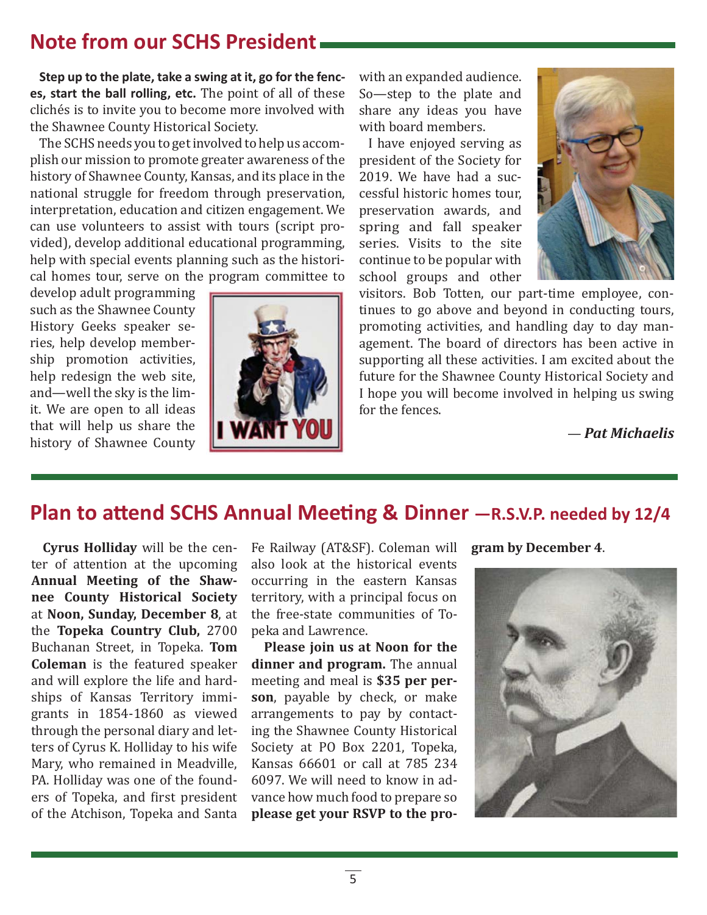## Note from our SCHS President

**Step up to the plate, take a swing at it, go for the fences, start the ball rolling, etc.** The point of all of these clichés is to invite you to become more involved with the Shawnee County Historical Society.

The SCHS needs you to get involved to help us accomplish our mission to promote greater awareness of the history of Shawnee County, Kansas, and its place in the national struggle for freedom through preservation, interpretation, education and citizen engagement. We can use volunteers to assist with tours (script provided), develop additional educational programming, help with special events planning such as the historical homes tour, serve on the program committee to develop adult programming such as the Shawnee County History Geeks speaker series, help develop membership promotion activities, help redesign the web site, and—well the sky is the limit. We are open to all ideas that will help us share the history of Shawnee County with an expanded audience. So—step to the plate and share any ideas you have with board members.

I have enjoyed serving as president of the Society for 2019. We have had a successful historic homes tour, preservation awards, and spring and fall speaker series. Visits to the site continue to be popular with school groups and other visitors. Bob Totten, our part-time employee, continues to go above and beyond in conducting tours, promoting activities, and handling day to day management. The board of directors has been active in supporting all these activities. I am excited about the future for the Shawnee County Historical Society and I hope you will become involved in helping us swing for the fences.

*— **Pat Michaelis***

## Plan to attend SCHS Annual Meeting & Dinner —R.S.V.P. needed by 12/4

**Cyrus Holliday** will be the center of attention at the upcoming **Annual Meeting of the Shawnee County Historical Society** at **Noon, Sunday, December 8**, at the **Topeka Country Club,** 2700 Buchanan Street, in Topeka. **Tom Coleman** is the featured speaker and will explore the life and hardships of Kansas Territory immigrants in 1854-1860 as viewed through the personal diary and letters of Cyrus K. Holliday to his wife Mary, who remained in Meadville, PA. Holliday was one of the founders of Topeka, and first president of the Atchison, Topeka and Santa Fe Railway (AT&SF). Coleman will also look at the historical events occurring in the eastern Kansas territory, with a principal focus on the free-state communities of Topeka and Lawrence.

**Please join us at Noon for the dinner and program.** The annual meeting and meal is **$35 per person**, payable by check, or make arrangements to pay by contacting the Shawnee County Historical Society at PO Box 2201, Topeka, Kansas 66601 or call at 785 234 6097. We will need to know in advance how much food to prepare so **please get your RSVP to the program by December 4**.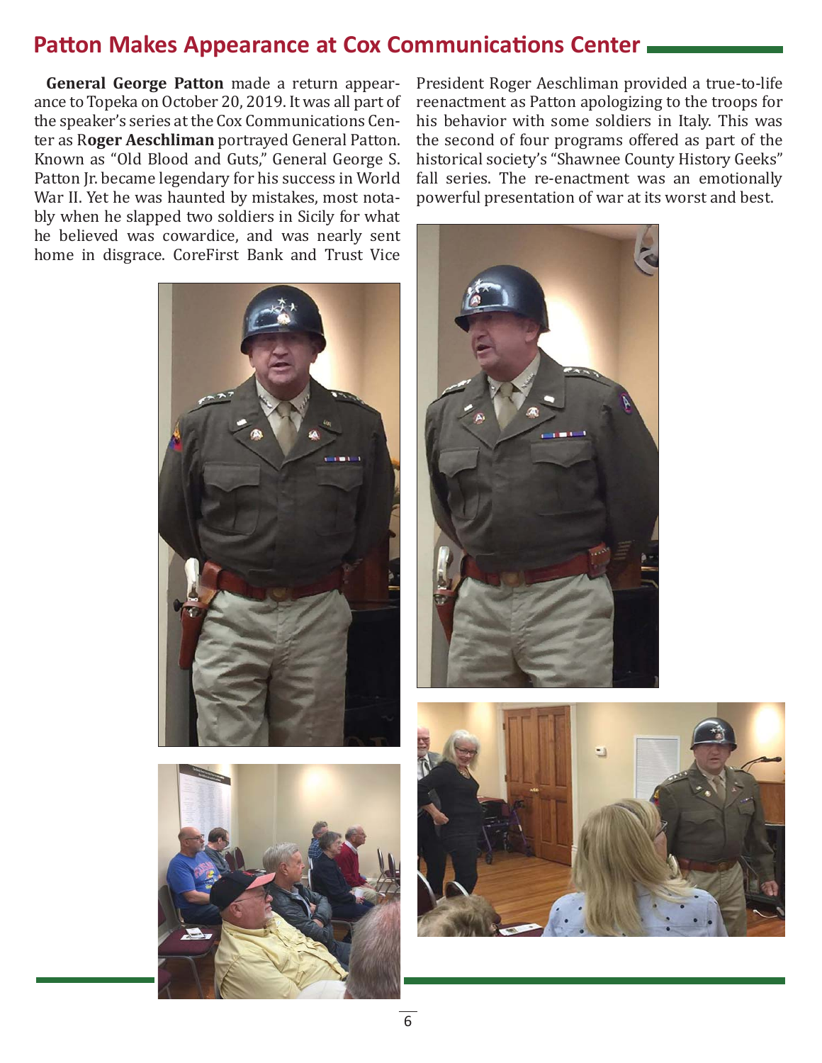## Patton Makes Appearance at Cox Communications Center

**General George Patton** made a return appearance to Topeka on October 20, 2019. It was all part of the speaker's series at the Cox Communications Center as R**oger Aeschliman** portrayed General Patton. Known as "Old Blood and Guts," General George S. Patton Jr. became legendary for his success in World War II. Yet he was haunted by mistakes, most notably when he slapped two soldiers in Sicily for what he believed was cowardice, and was nearly sent home in disgrace. CoreFirst Bank and Trust Vice President Roger Aeschliman provided a true-to-life reenactment as Patton apologizing to the troops for his behavior with some soldiers in Italy. This was the second of four programs offered as part of the historical society's "Shawnee County History Geeks" fall series. The re-enactment was an emotionally powerful presentation of war at its worst and best.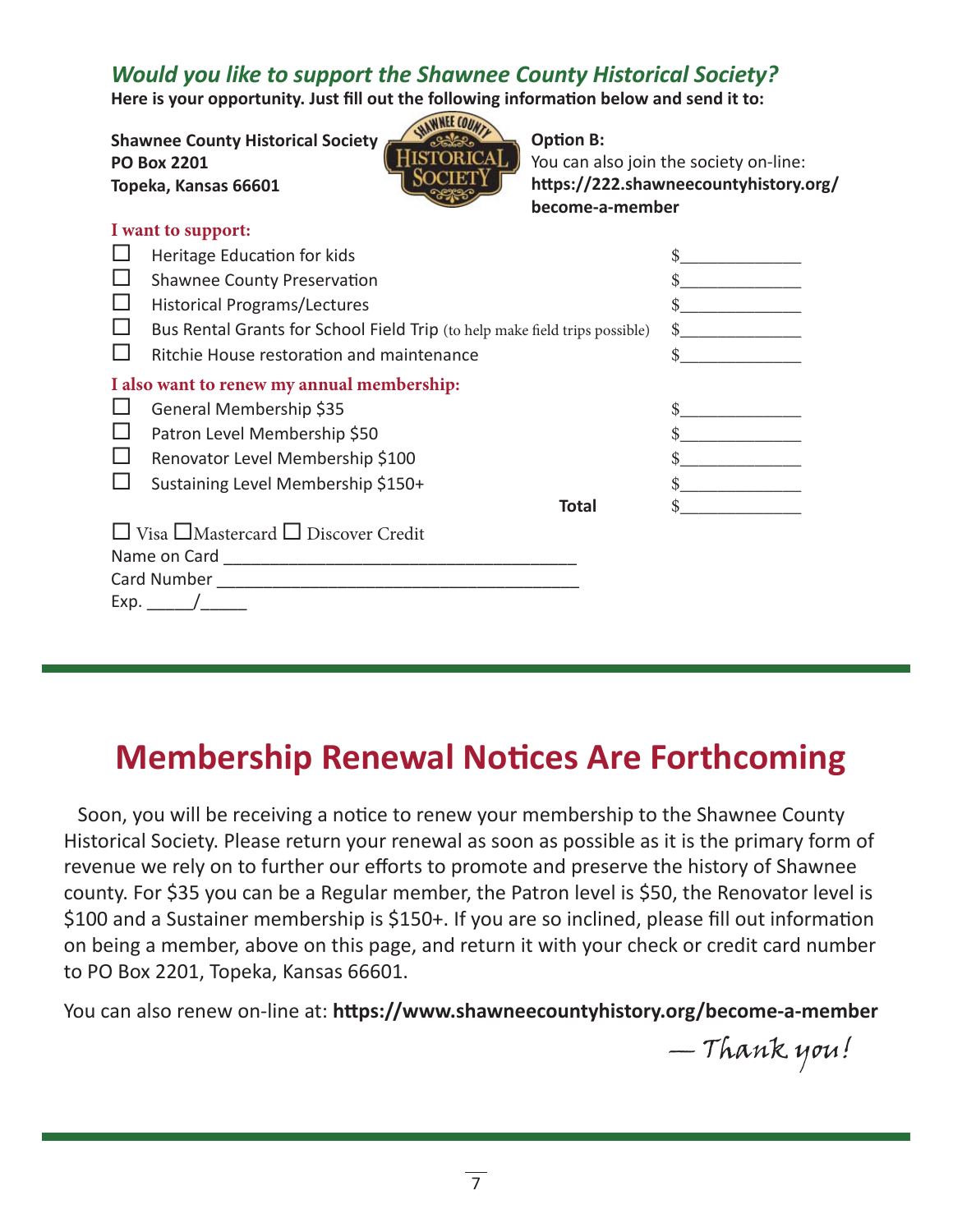## *Would you like to support the Shawnee County Historical Society?*

**Here is your opportunity. Just fill out the following information below and send it to:**

**Shawnee County Historical Society**
**PO Box 2201**
**Topeka, Kansas 66601**

**Option B:**
You can also join the society on-line:
**https://222.shawneecountyhistory.org/become-a-member**

**I want to support:**

- ☐ Heritage Education for kids $____________
- ☐ Shawnee County Preservation $____________
- ☐ Historical Programs/Lectures $____________
- ☐ Bus Rental Grants for School Field Trip (to help make field trips possible) $____________
- ☐ Ritchie House restoration and maintenance $____________

**I also want to renew my annual membership:**

- ☐ General Membership $35 $____________
- ☐ Patron Level Membership $50 $____________
- ☐ Renovator Level Membership $100 $____________
- ☐ Sustaining Level Membership $150+ $____________

**Total** $____________

☐ Visa ☐ Mastercard ☐ Discover Credit

Name on Card ______________________________________

Card Number ______________________________________

Exp. _____/_____

# Membership Renewal Notices Are Forthcoming

Soon, you will be receiving a notice to renew your membership to the Shawnee County Historical Society. Please return your renewal as soon as possible as it is the primary form of revenue we rely on to further our efforts to promote and preserve the history of Shawnee county. For $35 you can be a Regular member, the Patron level is $50, the Renovator level is $100 and a Sustainer membership is $150+. If you are so inclined, please fill out information on being a member, above on this page, and return it with your check or credit card number to PO Box 2201, Topeka, Kansas 66601.

You can also renew on-line at: **https://www.shawneecountyhistory.org/become-a-member**

*— Thank you!*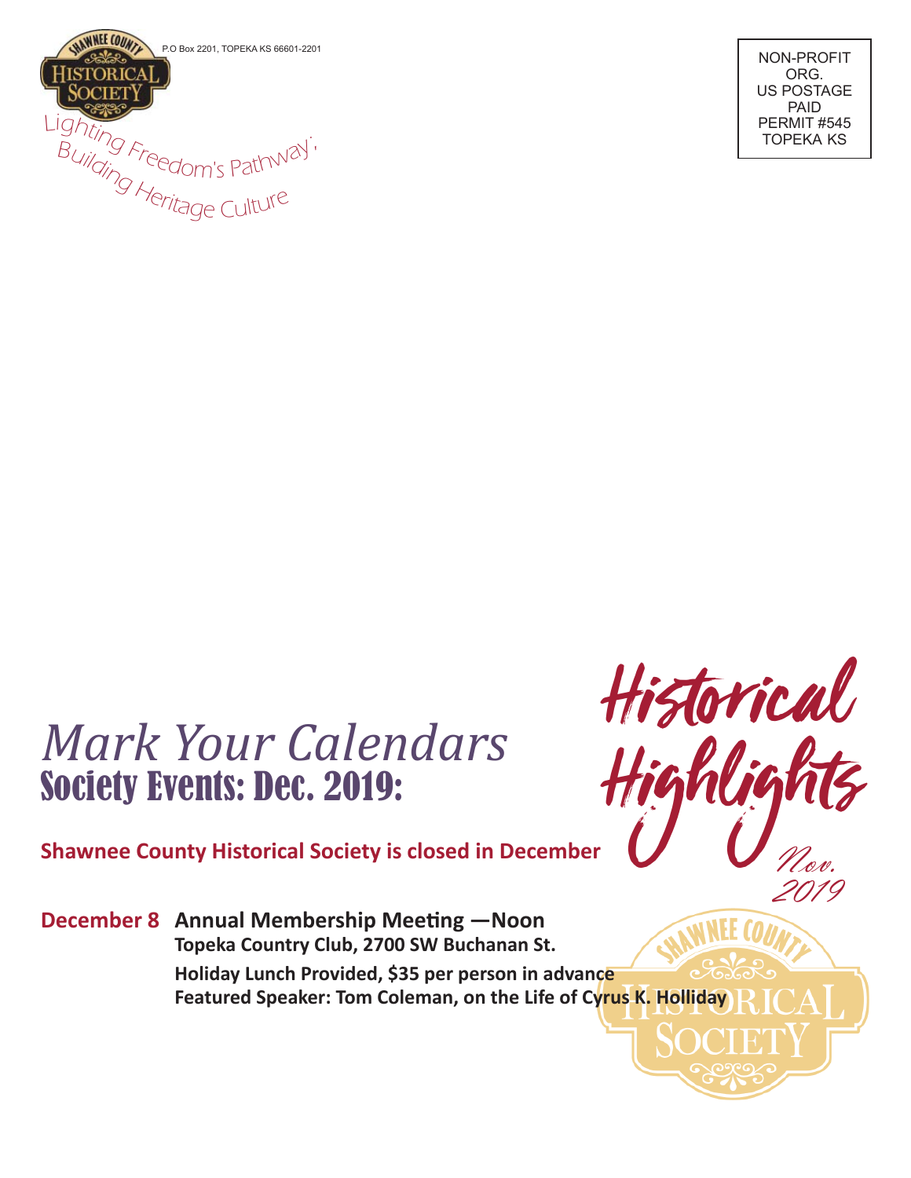SHAWNEE COUNTY HISTORICAL SOCIETY

P.O Box 2201, TOPEKA KS 66601-2201

*Lighting Freedom's Pathway; Building Heritage Culture*

NON-PROFIT ORG.
US POSTAGE
PAID
PERMIT #545
TOPEKA KS

# Historical Highlights

*Nov. 2019*

## *Mark Your Calendars*
## Society Events: Dec. 2019:

**Shawnee County Historical Society is closed in December**

**December 8** **Annual Membership Meeting —Noon**
**Topeka Country Club, 2700 SW Buchanan St.**
**Holiday Lunch Provided, $35 per person in advance**
**Featured Speaker: Tom Coleman, on the Life of Cyrus K. Holliday**

SHAWNEE COUNTY HISTORICAL SOCIETY